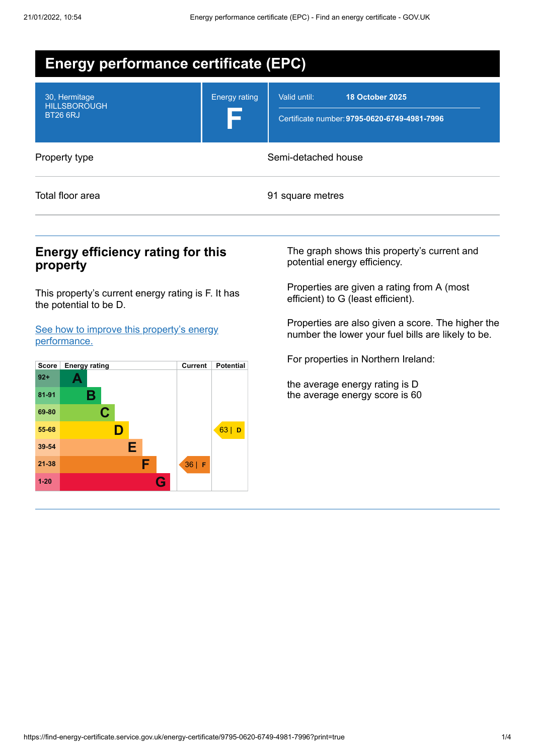# Energy performance certificate (EPC)

| | | |
|---|---|---|
| 30, Hermitage<br>HILLSBOROUGH<br>BT26 6RJ | Energy rating<br>**F** | Valid until: **18 October 2025**<br>Certificate number: **9795-0620-6749-4981-7996** |

| | |
|---|---|
| Property type | Semi-detached house |
| Total floor area | 91 square metres |

## Energy efficiency rating for this property

This property's current energy rating is F. It has the potential to be D.

[See how to improve this property's energy performance.]

| Score | Energy rating | Current | Potential |
|---|---|---|---|
| 92+ | A | | |
| 81-91 | B | | |
| 69-80 | C | | |
| 55-68 | D | | 63 \| D |
| 39-54 | E | | |
| 21-38 | F | 36 \| F | |
| 1-20 | G | | |

The graph shows this property's current and potential energy efficiency.

Properties are given a rating from A (most efficient) to G (least efficient).

Properties are also given a score. The higher the number the lower your fuel bills are likely to be.

For properties in Northern Ireland:

the average energy rating is D
the average energy score is 60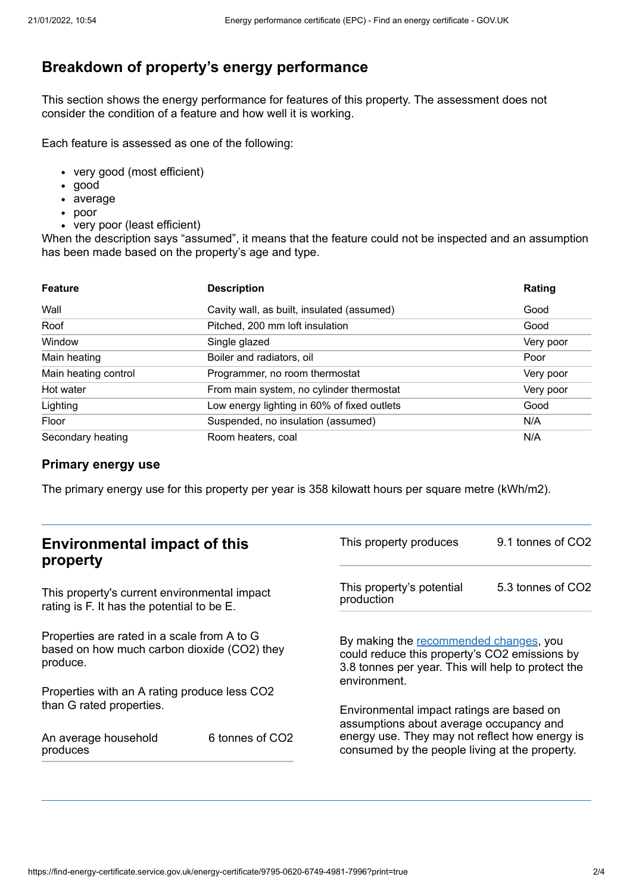## Breakdown of property's energy performance

This section shows the energy performance for features of this property. The assessment does not consider the condition of a feature and how well it is working.

Each feature is assessed as one of the following:

- very good (most efficient)
- good
- average
- poor
- very poor (least efficient)

When the description says "assumed", it means that the feature could not be inspected and an assumption has been made based on the property's age and type.

| Feature | Description | Rating |
|---|---|---|
| Wall | Cavity wall, as built, insulated (assumed) | Good |
| Roof | Pitched, 200 mm loft insulation | Good |
| Window | Single glazed | Very poor |
| Main heating | Boiler and radiators, oil | Poor |
| Main heating control | Programmer, no room thermostat | Very poor |
| Hot water | From main system, no cylinder thermostat | Very poor |
| Lighting | Low energy lighting in 60% of fixed outlets | Good |
| Floor | Suspended, no insulation (assumed) | N/A |
| Secondary heating | Room heaters, coal | N/A |

### Primary energy use

The primary energy use for this property per year is 358 kilowatt hours per square metre (kWh/m2).

## Environmental impact of this property

This property's current environmental impact rating is F. It has the potential to be E.

Properties are rated in a scale from A to G based on how much carbon dioxide ($CO_2$) they produce.

Properties with an A rating produce less $CO_2$ than G rated properties.

| | |
|---|---|
| An average household produces | 6 tonnes of $CO_2$ |
| This property produces | 9.1 tonnes of $CO_2$ |
| This property's potential production | 5.3 tonnes of $CO_2$ |

By making the recommended changes, you could reduce this property's $CO_2$ emissions by 3.8 tonnes per year. This will help to protect the environment.

Environmental impact ratings are based on assumptions about average occupancy and energy use. They may not reflect how energy is consumed by the people living at the property.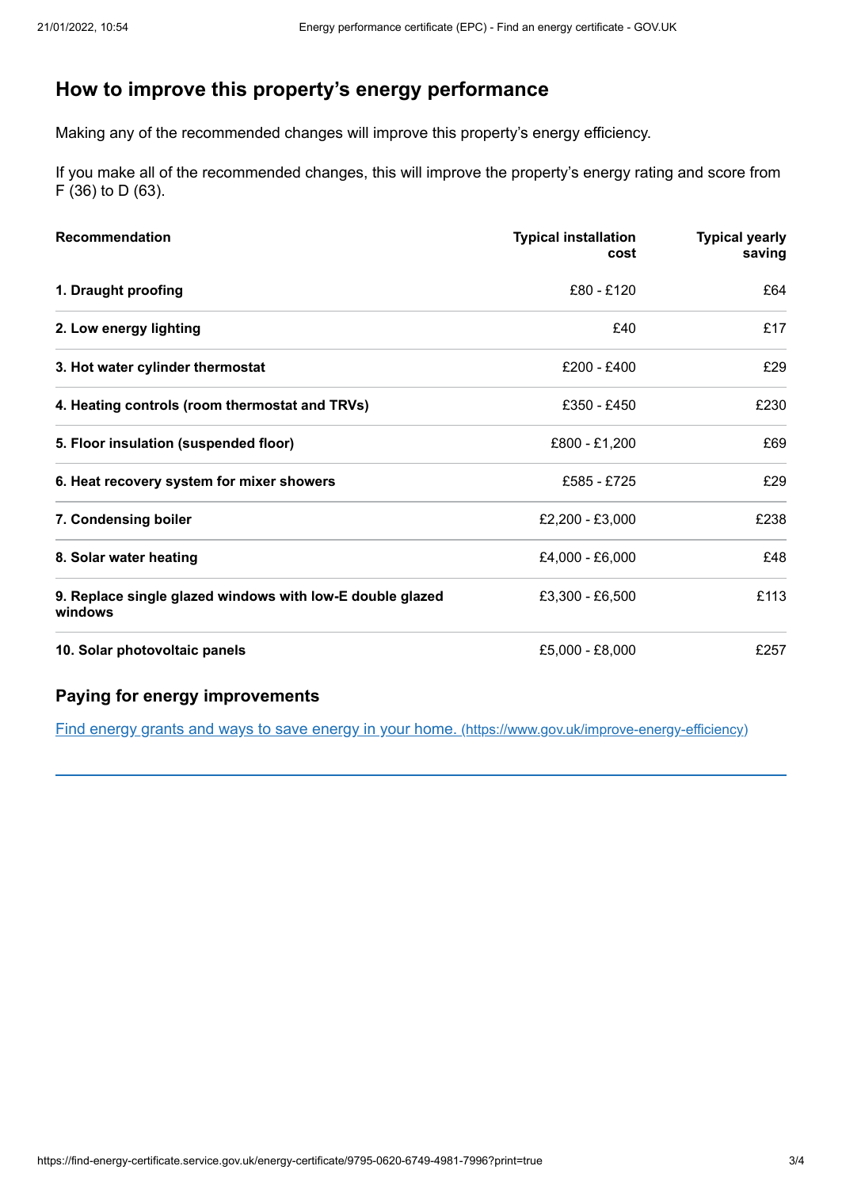## How to improve this property's energy performance

Making any of the recommended changes will improve this property's energy efficiency.

If you make all of the recommended changes, this will improve the property's energy rating and score from F (36) to D (63).

| Recommendation | Typical installation cost | Typical yearly saving |
|---|---|---|
| **1. Draught proofing** | £80 - £120 | £64 |
| **2. Low energy lighting** | £40 | £17 |
| **3. Hot water cylinder thermostat** | £200 - £400 | £29 |
| **4. Heating controls (room thermostat and TRVs)** | £350 - £450 | £230 |
| **5. Floor insulation (suspended floor)** | £800 - £1,200 | £69 |
| **6. Heat recovery system for mixer showers** | £585 - £725 | £29 |
| **7. Condensing boiler** | £2,200 - £3,000 | £238 |
| **8. Solar water heating** | £4,000 - £6,000 | £48 |
| **9. Replace single glazed windows with low-E double glazed windows** | £3,300 - £6,500 | £113 |
| **10. Solar photovoltaic panels** | £5,000 - £8,000 | £257 |

### Paying for energy improvements

[Find energy grants and ways to save energy in your home.](https://www.gov.uk/improve-energy-efficiency) (https://www.gov.uk/improve-energy-efficiency)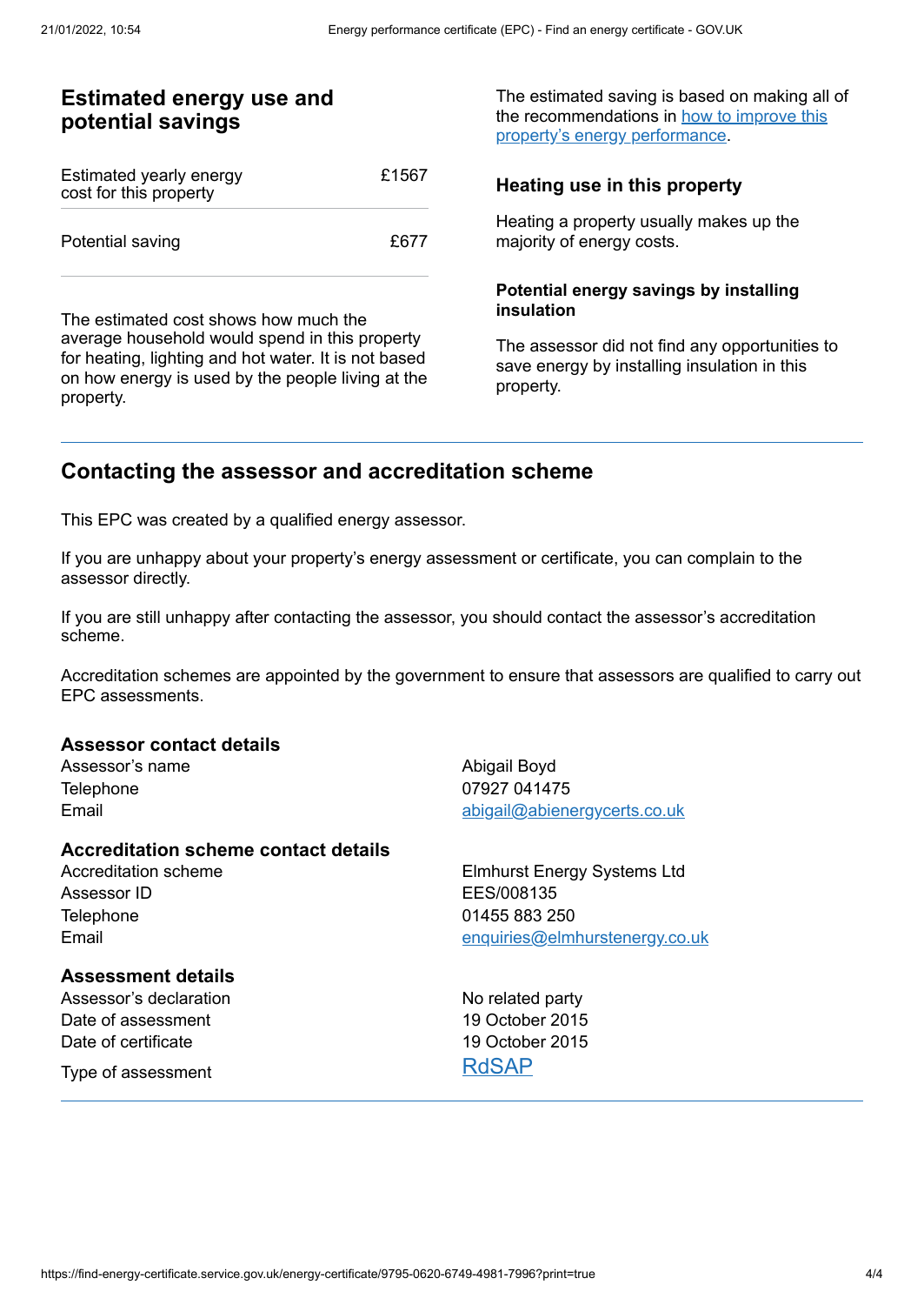## Estimated energy use and potential savings

| | |
|---|---|
| Estimated yearly energy cost for this property | £1567 |
| Potential saving | £677 |

The estimated cost shows how much the average household would spend in this property for heating, lighting and hot water. It is not based on how energy is used by the people living at the property.

The estimated saving is based on making all of the recommendations in [how to improve this property's energy performance](#).

### Heating use in this property

Heating a property usually makes up the majority of energy costs.

#### Potential energy savings by installing insulation

The assessor did not find any opportunities to save energy by installing insulation in this property.

## Contacting the assessor and accreditation scheme

This EPC was created by a qualified energy assessor.

If you are unhappy about your property's energy assessment or certificate, you can complain to the assessor directly.

If you are still unhappy after contacting the assessor, you should contact the assessor's accreditation scheme.

Accreditation schemes are appointed by the government to ensure that assessors are qualified to carry out EPC assessments.

### Assessor contact details

| | |
|---|---|
| Assessor's name | Abigail Boyd |
| Telephone | 07927 041475 |
| Email | [abigail@abienergycerts.co.uk](mailto:abigail@abienergycerts.co.uk) |

### Accreditation scheme contact details

| | |
|---|---|
| Accreditation scheme | Elmhurst Energy Systems Ltd |
| Assessor ID | EES/008135 |
| Telephone | 01455 883 250 |
| Email | [enquiries@elmhurstenergy.co.uk](mailto:enquiries@elmhurstenergy.co.uk) |

### Assessment details

| | |
|---|---|
| Assessor's declaration | No related party |
| Date of assessment | 19 October 2015 |
| Date of certificate | 19 October 2015 |
| Type of assessment | [RdSAP](#) |